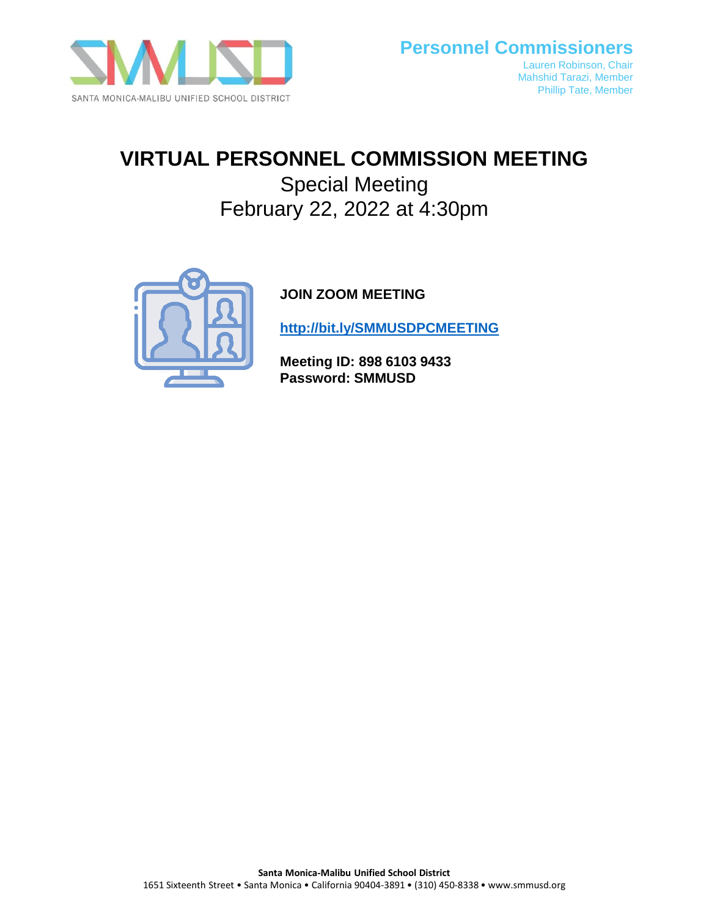SANTA MONICA-MALIBU UNIFIED SCHOOL DISTRICT

**Personnel Commissioners**
Lauren Robinson, Chair
Mahshid Tarazi, Member
Phillip Tate, Member

# VIRTUAL PERSONNEL COMMISSION MEETING

## Special Meeting
## February 22, 2022 at 4:30pm

**JOIN ZOOM MEETING**

**http://bit.ly/SMMUSDPCMEETING**

**Meeting ID: 898 6103 9433**
**Password: SMMUSD**

**Santa Monica-Malibu Unified School District**
1651 Sixteenth Street • Santa Monica • California 90404-3891 • (310) 450-8338 • www.smmusd.org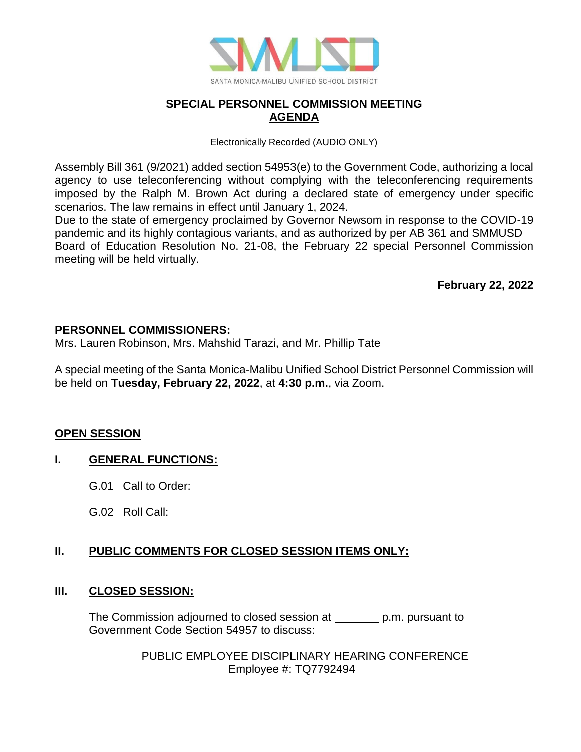SANTA MONICA-MALIBU UNIFIED SCHOOL DISTRICT

# SPECIAL PERSONNEL COMMISSION MEETING
## AGENDA

Electronically Recorded (AUDIO ONLY)

Assembly Bill 361 (9/2021) added section 54953(e) to the Government Code, authorizing a local agency to use teleconferencing without complying with the teleconferencing requirements imposed by the Ralph M. Brown Act during a declared state of emergency under specific scenarios. The law remains in effect until January 1, 2024.
Due to the state of emergency proclaimed by Governor Newsom in response to the COVID-19 pandemic and its highly contagious variants, and as authorized by per AB 361 and SMMUSD Board of Education Resolution No. 21-08, the February 22 special Personnel Commission meeting will be held virtually.

**February 22, 2022**

**PERSONNEL COMMISSIONERS:**
Mrs. Lauren Robinson, Mrs. Mahshid Tarazi, and Mr. Phillip Tate

A special meeting of the Santa Monica-Malibu Unified School District Personnel Commission will be held on **Tuesday, February 22, 2022**, at **4:30 p.m.**, via Zoom.

**OPEN SESSION**

**I. GENERAL FUNCTIONS:**

G.01 Call to Order:

G.02 Roll Call:

**II. PUBLIC COMMENTS FOR CLOSED SESSION ITEMS ONLY:**

**III. CLOSED SESSION:**

The Commission adjourned to closed session at _______ p.m. pursuant to Government Code Section 54957 to discuss:

PUBLIC EMPLOYEE DISCIPLINARY HEARING CONFERENCE
Employee #: TQ7792494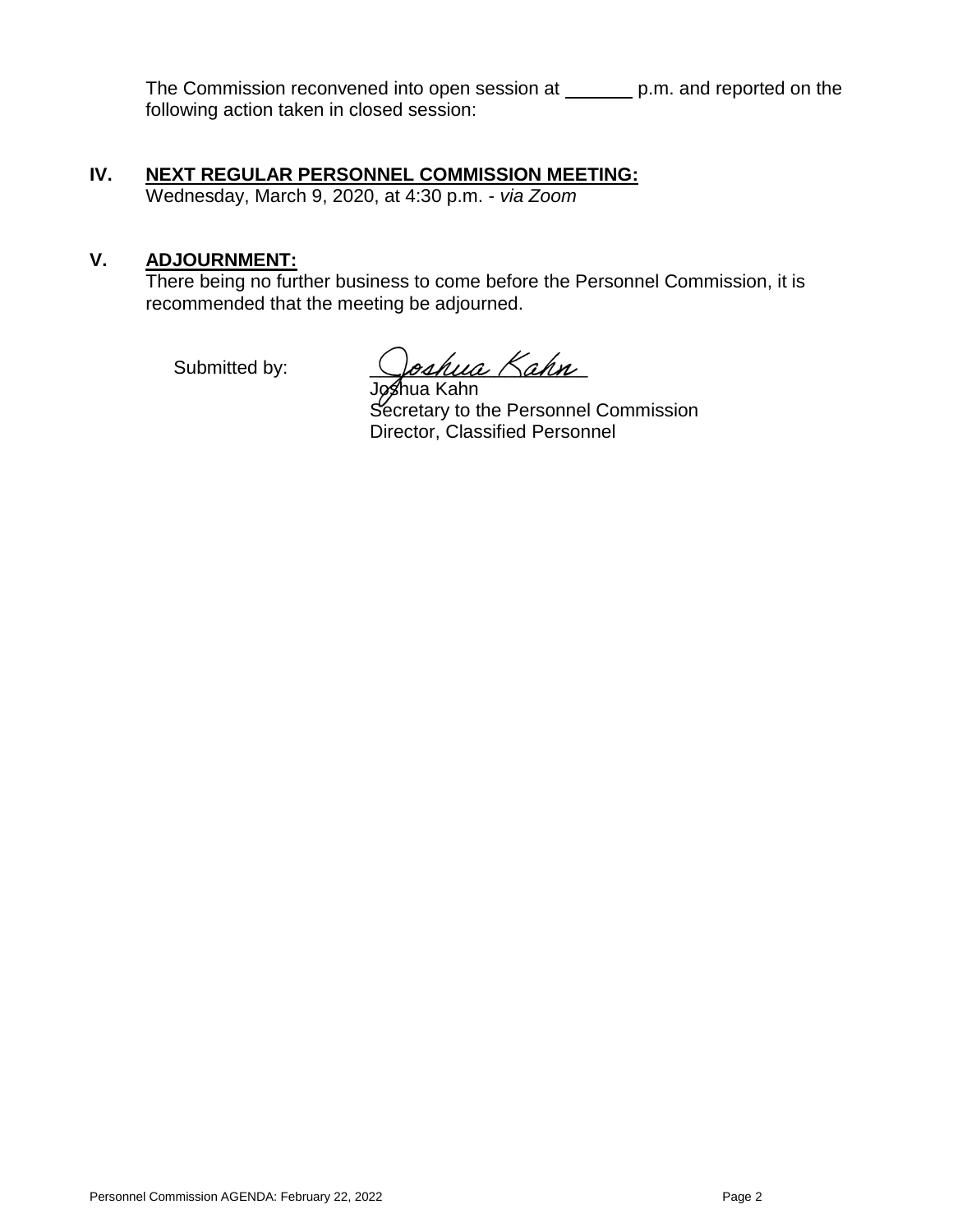The Commission reconvened into open session at _______ p.m. and reported on the following action taken in closed session:

## IV. NEXT REGULAR PERSONNEL COMMISSION MEETING:

Wednesday, March 9, 2020, at 4:30 p.m. - *via Zoom*

## V. ADJOURNMENT:

There being no further business to come before the Personnel Commission, it is recommended that the meeting be adjourned.

Submitted by: *Joshua Kahn*

Joshua Kahn
Secretary to the Personnel Commission
Director, Classified Personnel